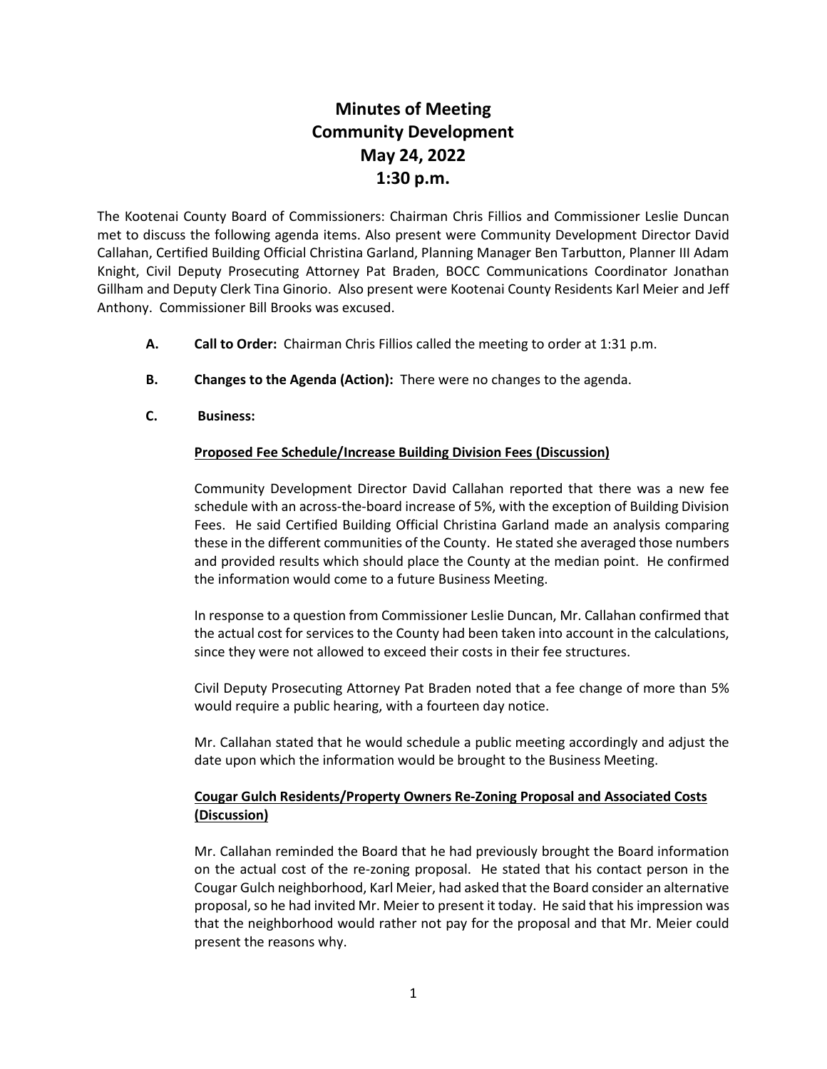# Minutes of Meeting
# Community Development
# May 24, 2022
# 1:30 p.m.

The Kootenai County Board of Commissioners: Chairman Chris Fillios and Commissioner Leslie Duncan met to discuss the following agenda items. Also present were Community Development Director David Callahan, Certified Building Official Christina Garland, Planning Manager Ben Tarbutton, Planner III Adam Knight, Civil Deputy Prosecuting Attorney Pat Braden, BOCC Communications Coordinator Jonathan Gillham and Deputy Clerk Tina Ginorio. Also present were Kootenai County Residents Karl Meier and Jeff Anthony. Commissioner Bill Brooks was excused.

**A. Call to Order:** Chairman Chris Fillios called the meeting to order at 1:31 p.m.

**B. Changes to the Agenda (Action):** There were no changes to the agenda.

**C. Business:**

**Proposed Fee Schedule/Increase Building Division Fees (Discussion)**

Community Development Director David Callahan reported that there was a new fee schedule with an across-the-board increase of 5%, with the exception of Building Division Fees. He said Certified Building Official Christina Garland made an analysis comparing these in the different communities of the County. He stated she averaged those numbers and provided results which should place the County at the median point. He confirmed the information would come to a future Business Meeting.

In response to a question from Commissioner Leslie Duncan, Mr. Callahan confirmed that the actual cost for services to the County had been taken into account in the calculations, since they were not allowed to exceed their costs in their fee structures.

Civil Deputy Prosecuting Attorney Pat Braden noted that a fee change of more than 5% would require a public hearing, with a fourteen day notice.

Mr. Callahan stated that he would schedule a public meeting accordingly and adjust the date upon which the information would be brought to the Business Meeting.

**Cougar Gulch Residents/Property Owners Re-Zoning Proposal and Associated Costs (Discussion)**

Mr. Callahan reminded the Board that he had previously brought the Board information on the actual cost of the re-zoning proposal. He stated that his contact person in the Cougar Gulch neighborhood, Karl Meier, had asked that the Board consider an alternative proposal, so he had invited Mr. Meier to present it today. He said that his impression was that the neighborhood would rather not pay for the proposal and that Mr. Meier could present the reasons why.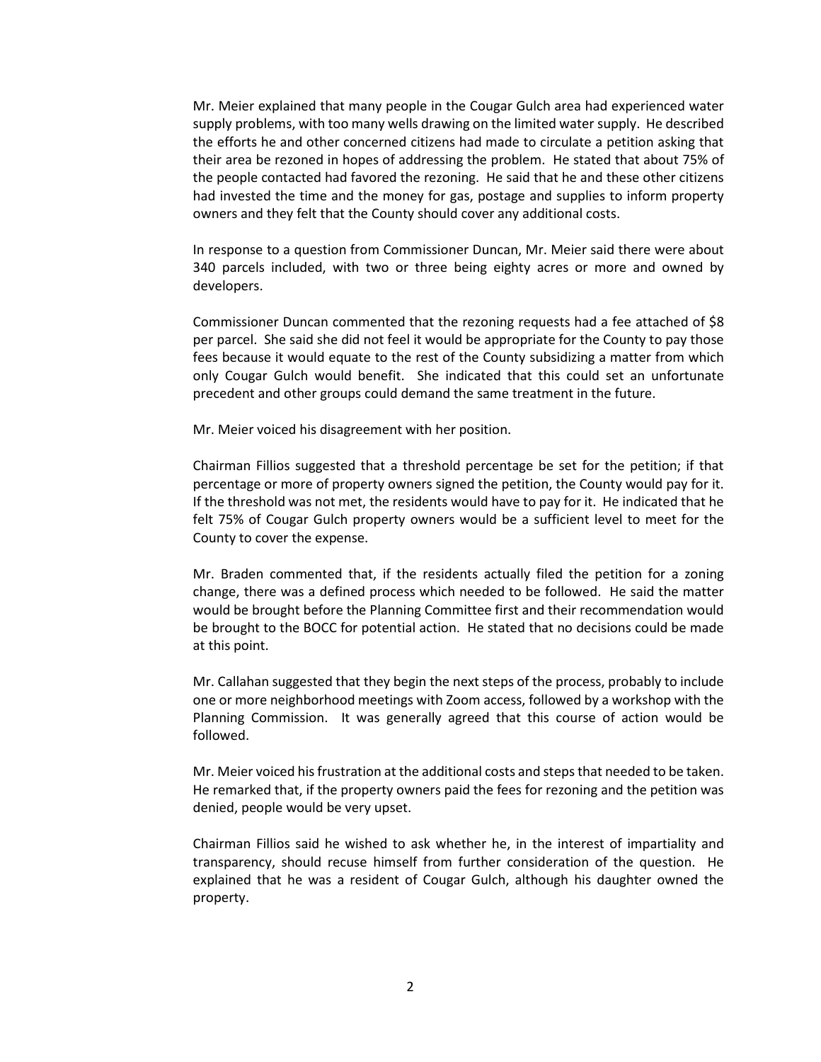Mr. Meier explained that many people in the Cougar Gulch area had experienced water supply problems, with too many wells drawing on the limited water supply. He described the efforts he and other concerned citizens had made to circulate a petition asking that their area be rezoned in hopes of addressing the problem. He stated that about 75% of the people contacted had favored the rezoning. He said that he and these other citizens had invested the time and the money for gas, postage and supplies to inform property owners and they felt that the County should cover any additional costs.

In response to a question from Commissioner Duncan, Mr. Meier said there were about 340 parcels included, with two or three being eighty acres or more and owned by developers.

Commissioner Duncan commented that the rezoning requests had a fee attached of $8 per parcel. She said she did not feel it would be appropriate for the County to pay those fees because it would equate to the rest of the County subsidizing a matter from which only Cougar Gulch would benefit. She indicated that this could set an unfortunate precedent and other groups could demand the same treatment in the future.

Mr. Meier voiced his disagreement with her position.

Chairman Fillios suggested that a threshold percentage be set for the petition; if that percentage or more of property owners signed the petition, the County would pay for it. If the threshold was not met, the residents would have to pay for it. He indicated that he felt 75% of Cougar Gulch property owners would be a sufficient level to meet for the County to cover the expense.

Mr. Braden commented that, if the residents actually filed the petition for a zoning change, there was a defined process which needed to be followed. He said the matter would be brought before the Planning Committee first and their recommendation would be brought to the BOCC for potential action. He stated that no decisions could be made at this point.

Mr. Callahan suggested that they begin the next steps of the process, probably to include one or more neighborhood meetings with Zoom access, followed by a workshop with the Planning Commission. It was generally agreed that this course of action would be followed.

Mr. Meier voiced his frustration at the additional costs and steps that needed to be taken. He remarked that, if the property owners paid the fees for rezoning and the petition was denied, people would be very upset.

Chairman Fillios said he wished to ask whether he, in the interest of impartiality and transparency, should recuse himself from further consideration of the question. He explained that he was a resident of Cougar Gulch, although his daughter owned the property.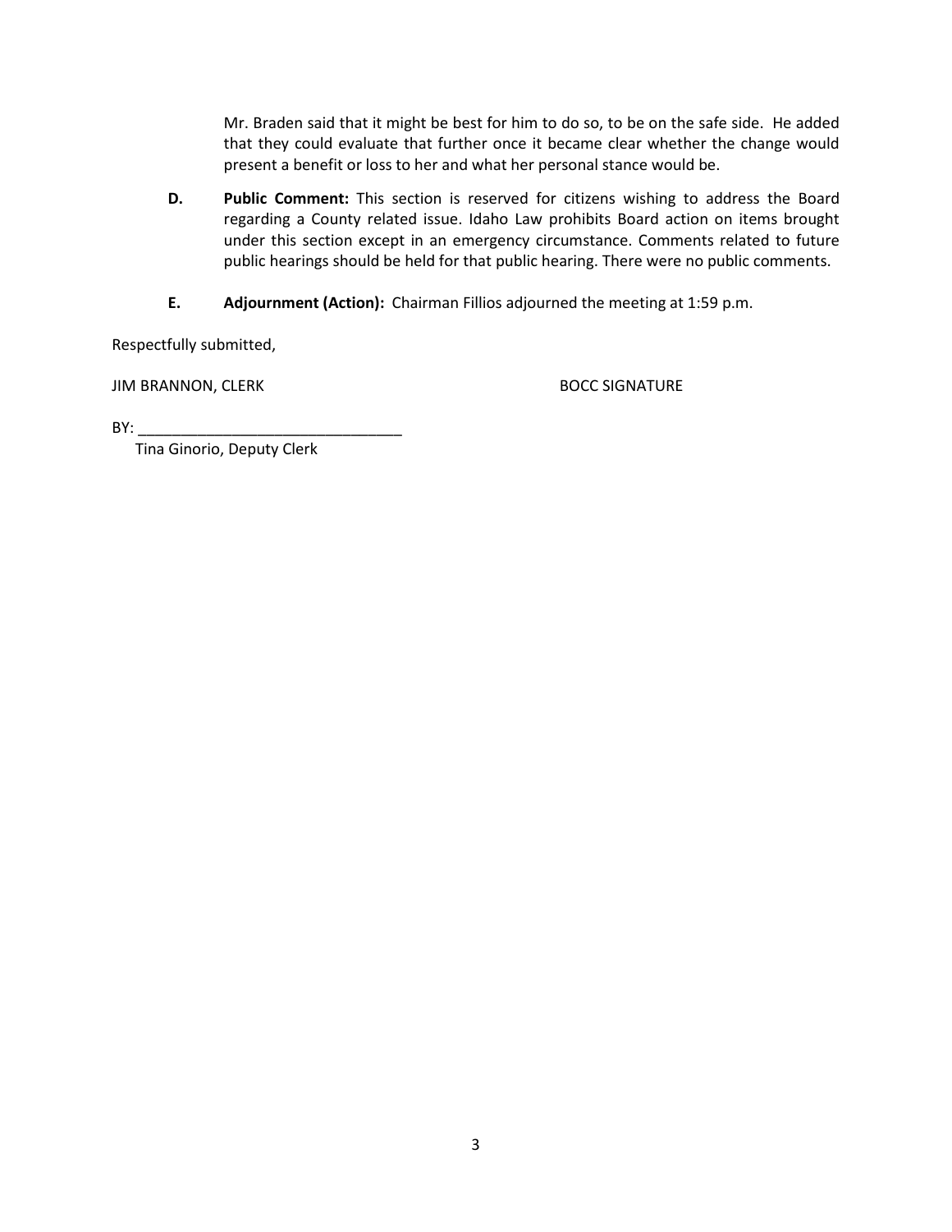Mr. Braden said that it might be best for him to do so, to be on the safe side. He added that they could evaluate that further once it became clear whether the change would present a benefit or loss to her and what her personal stance would be.

**D. Public Comment:** This section is reserved for citizens wishing to address the Board regarding a County related issue. Idaho Law prohibits Board action on items brought under this section except in an emergency circumstance. Comments related to future public hearings should be held for that public hearing. There were no public comments.

**E. Adjournment (Action):** Chairman Fillios adjourned the meeting at 1:59 p.m.

Respectfully submitted,

JIM BRANNON, CLERK BOCC SIGNATURE

BY: _______________________________

Tina Ginorio, Deputy Clerk